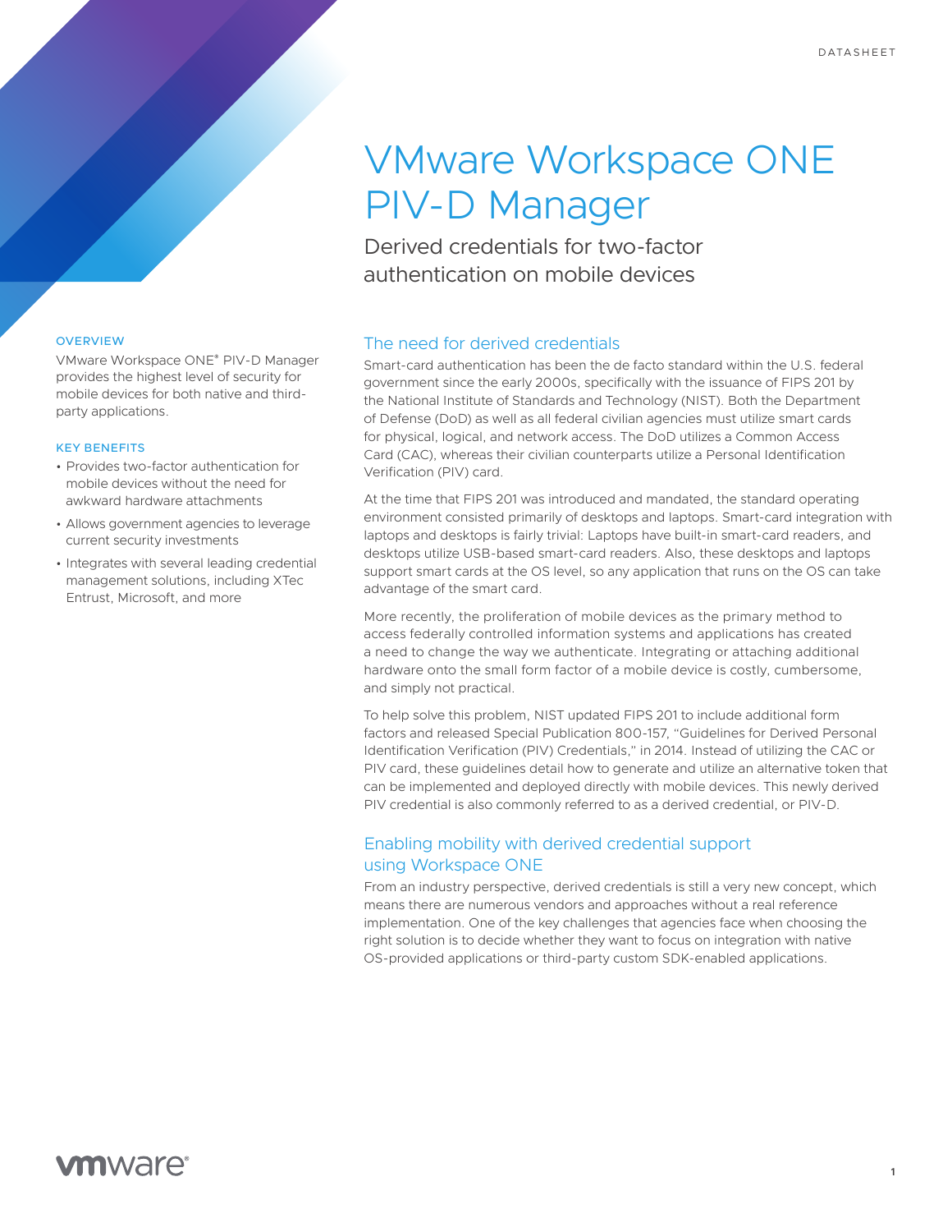# VMware Workspace ONE PIV-D Manager

Derived credentials for two-factor authentication on mobile devices

### OVERVIEW

VMware Workspace ONE® PIV-D Manager provides the highest level of security for mobile devices for both native and third-party applications.

### KEY BENEFITS

- Provides two-factor authentication for mobile devices without the need for awkward hardware attachments
- Allows government agencies to leverage current security investments
- Integrates with several leading credential management solutions, including XTec Entrust, Microsoft, and more

## The need for derived credentials

Smart-card authentication has been the de facto standard within the U.S. federal government since the early 2000s, specifically with the issuance of FIPS 201 by the National Institute of Standards and Technology (NIST). Both the Department of Defense (DoD) as well as all federal civilian agencies must utilize smart cards for physical, logical, and network access. The DoD utilizes a Common Access Card (CAC), whereas their civilian counterparts utilize a Personal Identification Verification (PIV) card.

At the time that FIPS 201 was introduced and mandated, the standard operating environment consisted primarily of desktops and laptops. Smart-card integration with laptops and desktops is fairly trivial: Laptops have built-in smart-card readers, and desktops utilize USB-based smart-card readers. Also, these desktops and laptops support smart cards at the OS level, so any application that runs on the OS can take advantage of the smart card.

More recently, the proliferation of mobile devices as the primary method to access federally controlled information systems and applications has created a need to change the way we authenticate. Integrating or attaching additional hardware onto the small form factor of a mobile device is costly, cumbersome, and simply not practical.

To help solve this problem, NIST updated FIPS 201 to include additional form factors and released Special Publication 800-157, "Guidelines for Derived Personal Identification Verification (PIV) Credentials," in 2014. Instead of utilizing the CAC or PIV card, these guidelines detail how to generate and utilize an alternative token that can be implemented and deployed directly with mobile devices. This newly derived PIV credential is also commonly referred to as a derived credential, or PIV-D.

## Enabling mobility with derived credential support using Workspace ONE

From an industry perspective, derived credentials is still a very new concept, which means there are numerous vendors and approaches without a real reference implementation. One of the key challenges that agencies face when choosing the right solution is to decide whether they want to focus on integration with native OS-provided applications or third-party custom SDK-enabled applications.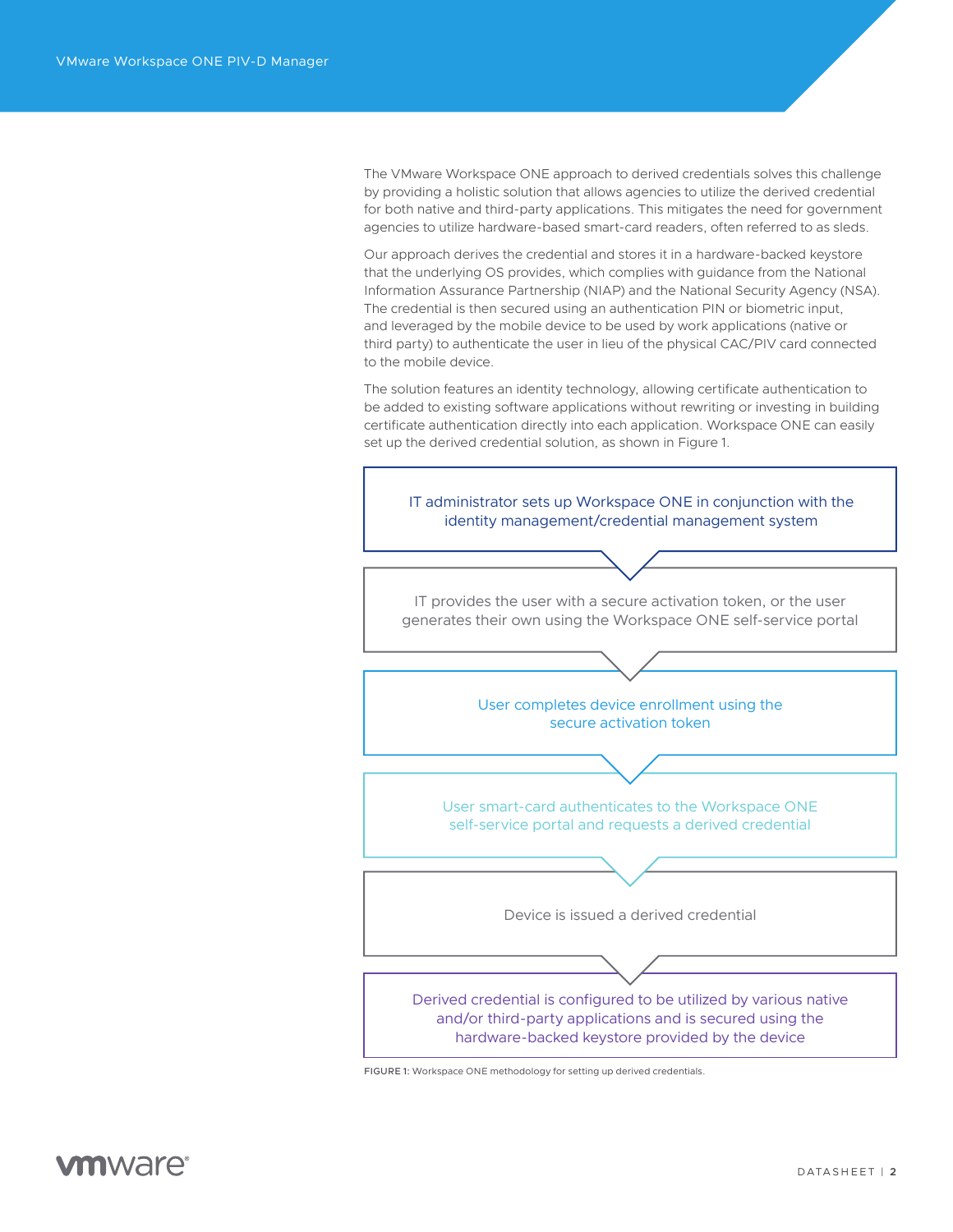The VMware Workspace ONE approach to derived credentials solves this challenge by providing a holistic solution that allows agencies to utilize the derived credential for both native and third-party applications. This mitigates the need for government agencies to utilize hardware-based smart-card readers, often referred to as sleds.

Our approach derives the credential and stores it in a hardware-backed keystore that the underlying OS provides, which complies with guidance from the National Information Assurance Partnership (NIAP) and the National Security Agency (NSA). The credential is then secured using an authentication PIN or biometric input, and leveraged by the mobile device to be used by work applications (native or third party) to authenticate the user in lieu of the physical CAC/PIV card connected to the mobile device.

The solution features an identity technology, allowing certificate authentication to be added to existing software applications without rewriting or investing in building certificate authentication directly into each application. Workspace ONE can easily set up the derived credential solution, as shown in Figure 1.

1. IT administrator sets up Workspace ONE in conjunction with the identity management/credential management system
2. IT provides the user with a secure activation token, or the user generates their own using the Workspace ONE self-service portal
3. User completes device enrollment using the secure activation token
4. User smart-card authenticates to the Workspace ONE self-service portal and requests a derived credential
5. Device is issued a derived credential
6. Derived credential is configured to be utilized by various native and/or third-party applications and is secured using the hardware-backed keystore provided by the device

FIGURE 1: Workspace ONE methodology for setting up derived credentials.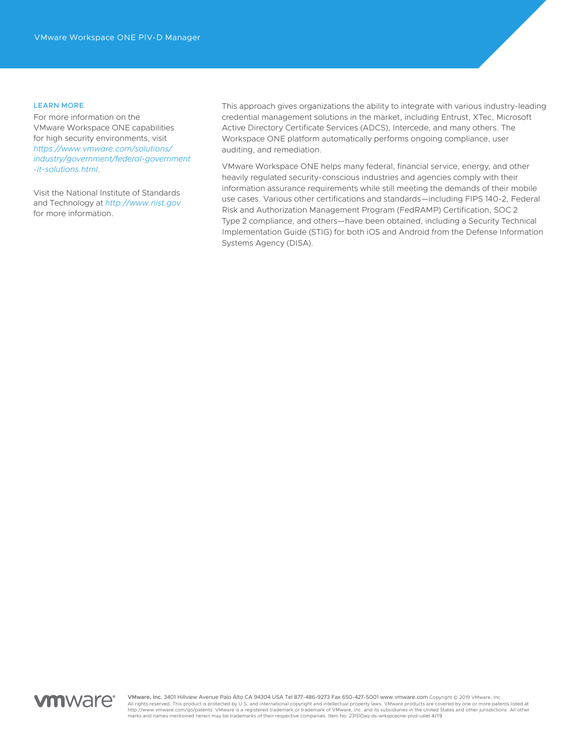This approach gives organizations the ability to integrate with various industry-leading credential management solutions in the market, including Entrust, XTec, Microsoft Active Directory Certificate Services (ADCS), Intercede, and many others. The Workspace ONE platform automatically performs ongoing compliance, user auditing, and remediation.

VMware Workspace ONE helps many federal, financial service, energy, and other heavily regulated security-conscious industries and agencies comply with their information assurance requirements while still meeting the demands of their mobile use cases. Various other certifications and standards—including FIPS 140-2, Federal Risk and Authorization Management Program (FedRAMP) Certification, SOC 2 Type 2 compliance, and others—have been obtained, including a Security Technical Implementation Guide (STIG) for both iOS and Android from the Defense Information Systems Agency (DISA).

### LEARN MORE

For more information on the VMware Workspace ONE capabilities for high security environments, visit *https://www.vmware.com/solutions/industry/government/federal-government-it-solutions.html*.

Visit the National Institute of Standards and Technology at *http://www.nist.gov* for more information.

**VMware, Inc.** 3401 Hillview Avenue Palo Alto CA 94304 USA Tel 877-486-9273 Fax 650-427-5001 www.vmware.com Copyright © 2019 VMware, Inc. All rights reserved. This product is protected by U.S. and international copyright and intellectual property laws. VMware products are covered by one or more patents listed at http://www.vmware.com/go/patents. VMware is a registered trademark or trademark of VMware, Inc. and its subsidiaries in the United States and other jurisdictions. All other marks and names mentioned herein may be trademarks of their respective companies. Item No: 231510aq-ds-wrkspceone-pivd-uslet 4/19